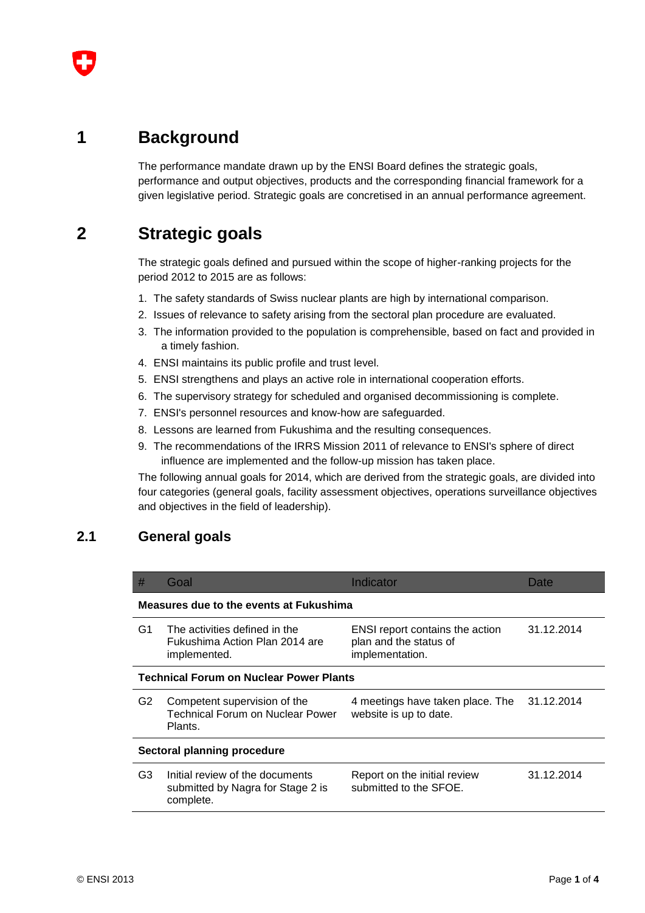# 1 Background

The performance mandate drawn up by the ENSI Board defines the strategic goals, performance and output objectives, products and the corresponding financial framework for a given legislative period. Strategic goals are concretised in an annual performance agreement.

# 2 Strategic goals

The strategic goals defined and pursued within the scope of higher-ranking projects for the period 2012 to 2015 are as follows:

1. The safety standards of Swiss nuclear plants are high by international comparison.
2. Issues of relevance to safety arising from the sectoral plan procedure are evaluated.
3. The information provided to the population is comprehensible, based on fact and provided in a timely fashion.
4. ENSI maintains its public profile and trust level.
5. ENSI strengthens and plays an active role in international cooperation efforts.
6. The supervisory strategy for scheduled and organised decommissioning is complete.
7. ENSI's personnel resources and know-how are safeguarded.
8. Lessons are learned from Fukushima and the resulting consequences.
9. The recommendations of the IRRS Mission 2011 of relevance to ENSI's sphere of direct influence are implemented and the follow-up mission has taken place.

The following annual goals for 2014, which are derived from the strategic goals, are divided into four categories (general goals, facility assessment objectives, operations surveillance objectives and objectives in the field of leadership).

## 2.1 General goals

| # | Goal | Indicator | Date |
|---|---|---|---|
| **Measures due to the events at Fukushima** | | | |
| G1 | The activities defined in the Fukushima Action Plan 2014 are implemented. | ENSI report contains the action plan and the status of implementation. | 31.12.2014 |
| **Technical Forum on Nuclear Power Plants** | | | |
| G2 | Competent supervision of the Technical Forum on Nuclear Power Plants. | 4 meetings have taken place. The website is up to date. | 31.12.2014 |
| **Sectoral planning procedure** | | | |
| G3 | Initial review of the documents submitted by Nagra for Stage 2 is complete. | Report on the initial review submitted to the SFOE. | 31.12.2014 |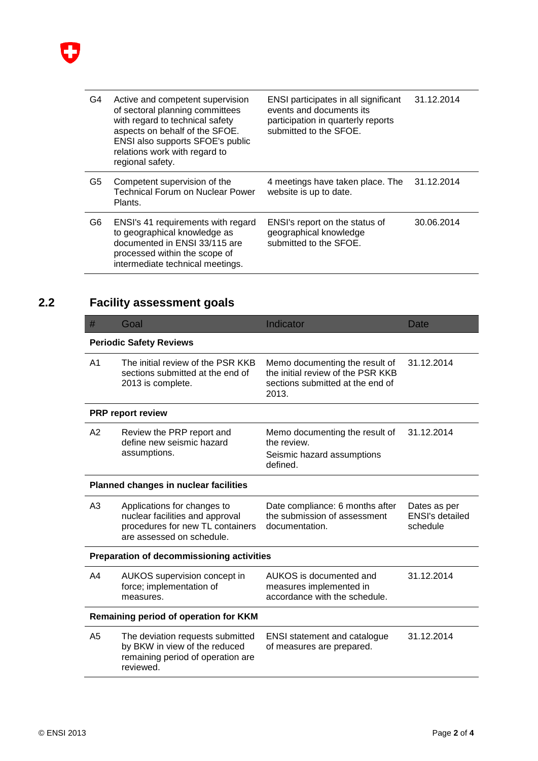| # | Goal | Indicator | Date |
|---|---|---|---|
| G4 | Active and competent supervision of sectoral planning committees with regard to technical safety aspects on behalf of the SFOE. ENSI also supports SFOE's public relations work with regard to regional safety. | ENSI participates in all significant events and documents its participation in quarterly reports submitted to the SFOE. | 31.12.2014 |
| G5 | Competent supervision of the Technical Forum on Nuclear Power Plants. | 4 meetings have taken place. The website is up to date. | 31.12.2014 |
| G6 | ENSI's 41 requirements with regard to geographical knowledge as documented in ENSI 33/115 are processed within the scope of intermediate technical meetings. | ENSI's report on the status of geographical knowledge submitted to the SFOE. | 30.06.2014 |

## 2.2 Facility assessment goals

| # | Goal | Indicator | Date |
|---|---|---|---|
| **Periodic Safety Reviews** | | | |
| A1 | The initial review of the PSR KKB sections submitted at the end of 2013 is complete. | Memo documenting the result of the initial review of the PSR KKB sections submitted at the end of 2013. | 31.12.2014 |
| **PRP report review** | | | |
| A2 | Review the PRP report and define new seismic hazard assumptions. | Memo documenting the result of the review.<br>Seismic hazard assumptions defined. | 31.12.2014 |
| **Planned changes in nuclear facilities** | | | |
| A3 | Applications for changes to nuclear facilities and approval procedures for new TL containers are assessed on schedule. | Date compliance: 6 months after the submission of assessment documentation. | Dates as per ENSI's detailed schedule |
| **Preparation of decommissioning activities** | | | |
| A4 | AUKOS supervision concept in force; implementation of measures. | AUKOS is documented and measures implemented in accordance with the schedule. | 31.12.2014 |
| **Remaining period of operation for KKM** | | | |
| A5 | The deviation requests submitted by BKW in view of the reduced remaining period of operation are reviewed. | ENSI statement and catalogue of measures are prepared. | 31.12.2014 |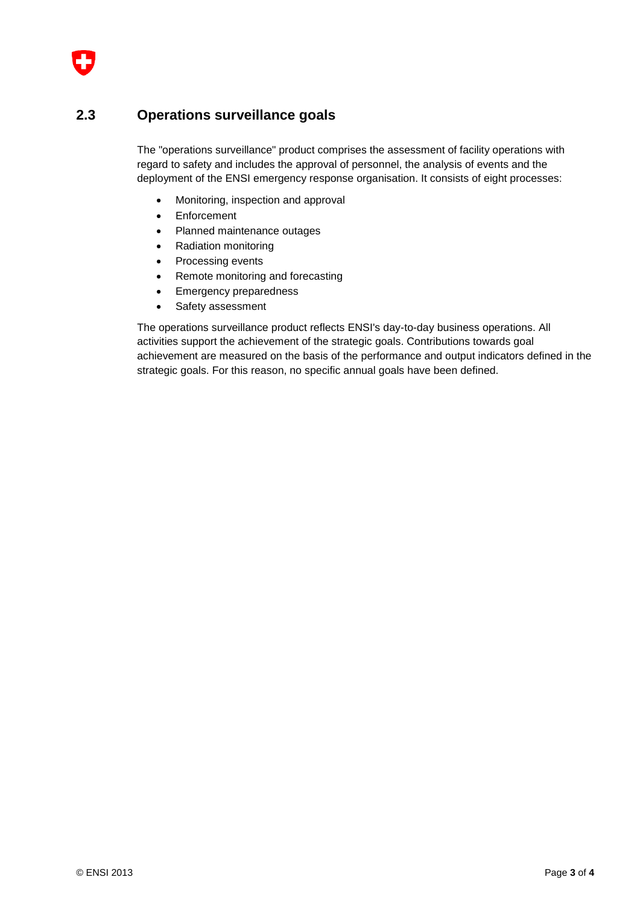## 2.3 Operations surveillance goals

The "operations surveillance" product comprises the assessment of facility operations with regard to safety and includes the approval of personnel, the analysis of events and the deployment of the ENSI emergency response organisation. It consists of eight processes:

- Monitoring, inspection and approval
- Enforcement
- Planned maintenance outages
- Radiation monitoring
- Processing events
- Remote monitoring and forecasting
- Emergency preparedness
- Safety assessment

The operations surveillance product reflects ENSI's day-to-day business operations. All activities support the achievement of the strategic goals. Contributions towards goal achievement are measured on the basis of the performance and output indicators defined in the strategic goals. For this reason, no specific annual goals have been defined.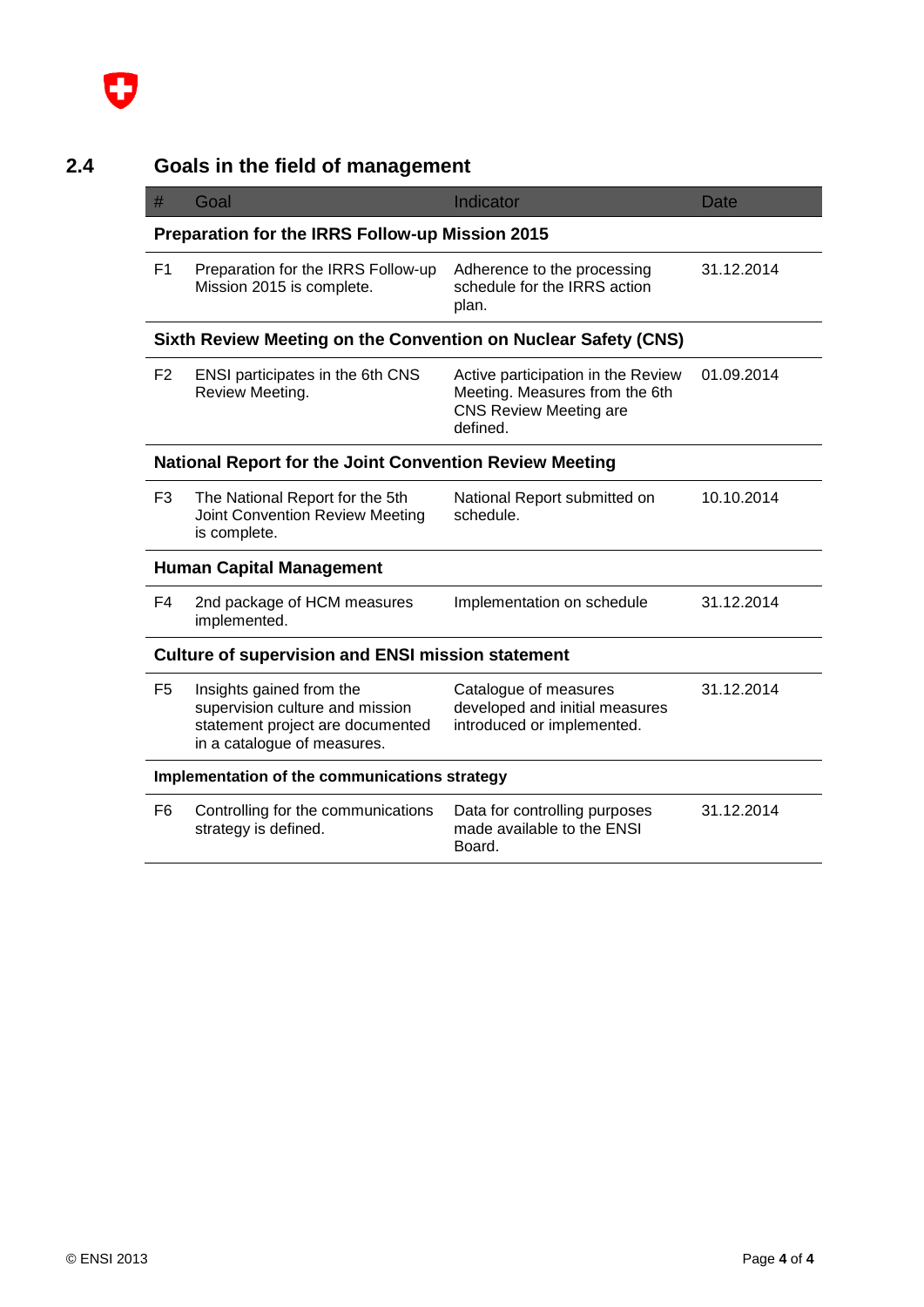## 2.4 Goals in the field of management

| # | Goal | Indicator | Date |
|---|---|---|---|
| **Preparation for the IRRS Follow-up Mission 2015** | | | |
| F1 | Preparation for the IRRS Follow-up Mission 2015 is complete. | Adherence to the processing schedule for the IRRS action plan. | 31.12.2014 |
| **Sixth Review Meeting on the Convention on Nuclear Safety (CNS)** | | | |
| F2 | ENSI participates in the 6th CNS Review Meeting. | Active participation in the Review Meeting. Measures from the 6th CNS Review Meeting are defined. | 01.09.2014 |
| **National Report for the Joint Convention Review Meeting** | | | |
| F3 | The National Report for the 5th Joint Convention Review Meeting is complete. | National Report submitted on schedule. | 10.10.2014 |
| **Human Capital Management** | | | |
| F4 | 2nd package of HCM measures implemented. | Implementation on schedule | 31.12.2014 |
| **Culture of supervision and ENSI mission statement** | | | |
| F5 | Insights gained from the supervision culture and mission statement project are documented in a catalogue of measures. | Catalogue of measures developed and initial measures introduced or implemented. | 31.12.2014 |
| **Implementation of the communications strategy** | | | |
| F6 | Controlling for the communications strategy is defined. | Data for controlling purposes made available to the ENSI Board. | 31.12.2014 |

© ENSI 2013